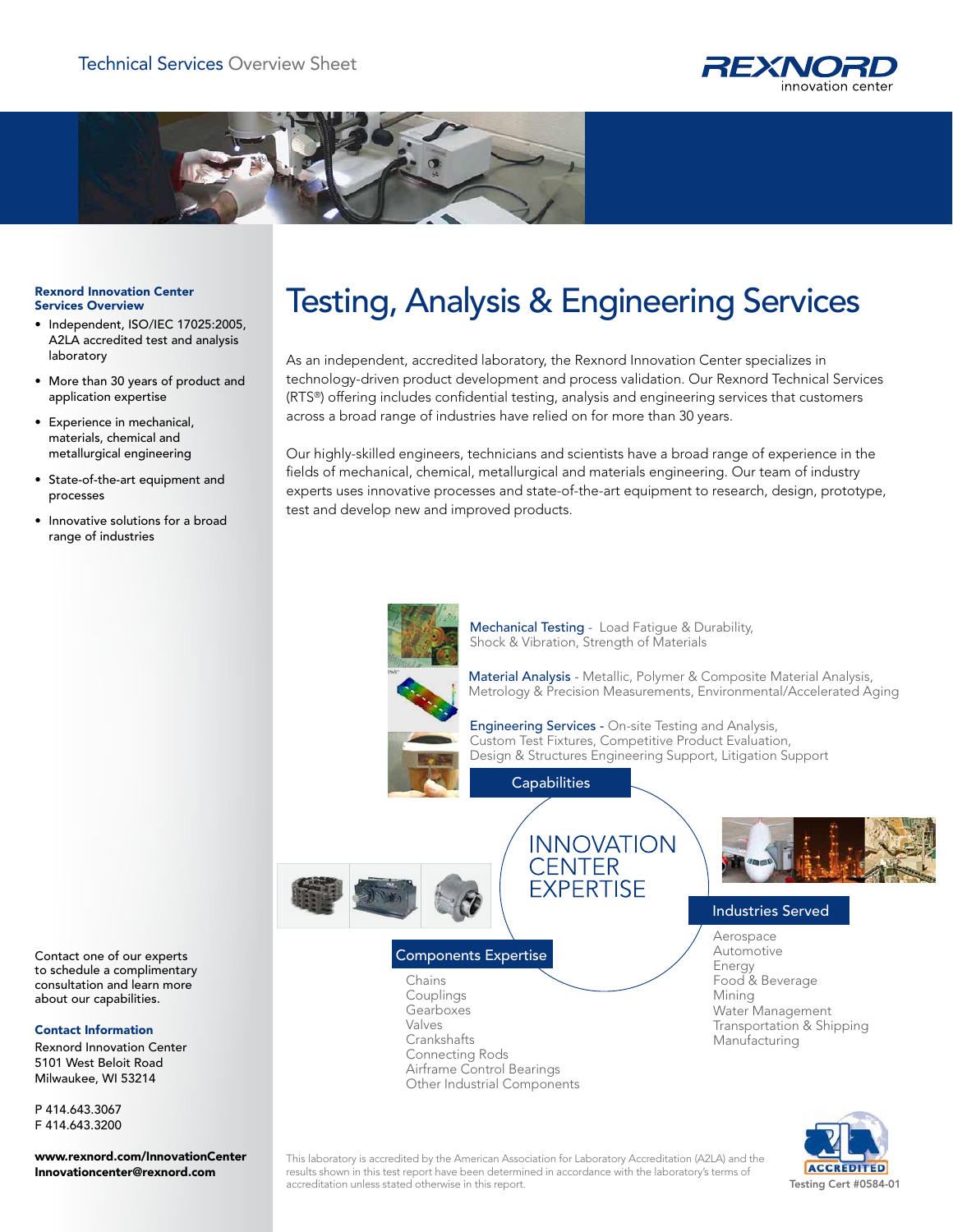Technical Services Overview Sheet

REXNORD innovation center

# Testing, Analysis & Engineering Services

**Rexnord Innovation Center Services Overview**

- Independent, ISO/IEC 17025:2005, A2LA accredited test and analysis laboratory
- More than 30 years of product and application expertise
- Experience in mechanical, materials, chemical and metallurgical engineering
- State-of-the-art equipment and processes
- Innovative solutions for a broad range of industries

As an independent, accredited laboratory, the Rexnord Innovation Center specializes in technology-driven product development and process validation. Our Rexnord Technical Services (RTS®) offering includes confidential testing, analysis and engineering services that customers across a broad range of industries have relied on for more than 30 years.

Our highly-skilled engineers, technicians and scientists have a broad range of experience in the fields of mechanical, chemical, metallurgical and materials engineering. Our team of industry experts uses innovative processes and state-of-the-art equipment to research, design, prototype, test and develop new and improved products.

## INNOVATION CENTER EXPERTISE

### Capabilities

**Mechanical Testing** - Load Fatigue & Durability, Shock & Vibration, Strength of Materials

**Material Analysis** - Metallic, Polymer & Composite Material Analysis, Metrology & Precision Measurements, Environmental/Accelerated Aging

**Engineering Services** - On-site Testing and Analysis, Custom Test Fixtures, Competitive Product Evaluation, Design & Structures Engineering Support, Litigation Support

### Components Expertise

- Chains
- Couplings
- Gearboxes
- Valves
- Crankshafts
- Connecting Rods
- Airframe Control Bearings
- Other Industrial Components

### Industries Served

- Aerospace
- Automotive
- Energy
- Food & Beverage
- Mining
- Water Management
- Transportation & Shipping
- Manufacturing

Contact one of our experts to schedule a complimentary consultation and learn more about our capabilities.

**Contact Information**

Rexnord Innovation Center
5101 West Beloit Road
Milwaukee, WI 53214

P 414.643.3067
F 414.643.3200

**www.rexnord.com/InnovationCenter**
**Innovationcenter@rexnord.com**

This laboratory is accredited by the American Association for Laboratory Accreditation (A2LA) and the results shown in this test report have been determined in accordance with the laboratory's terms of accreditation unless stated otherwise in this report.

ACCREDITED
Testing Cert #0584-01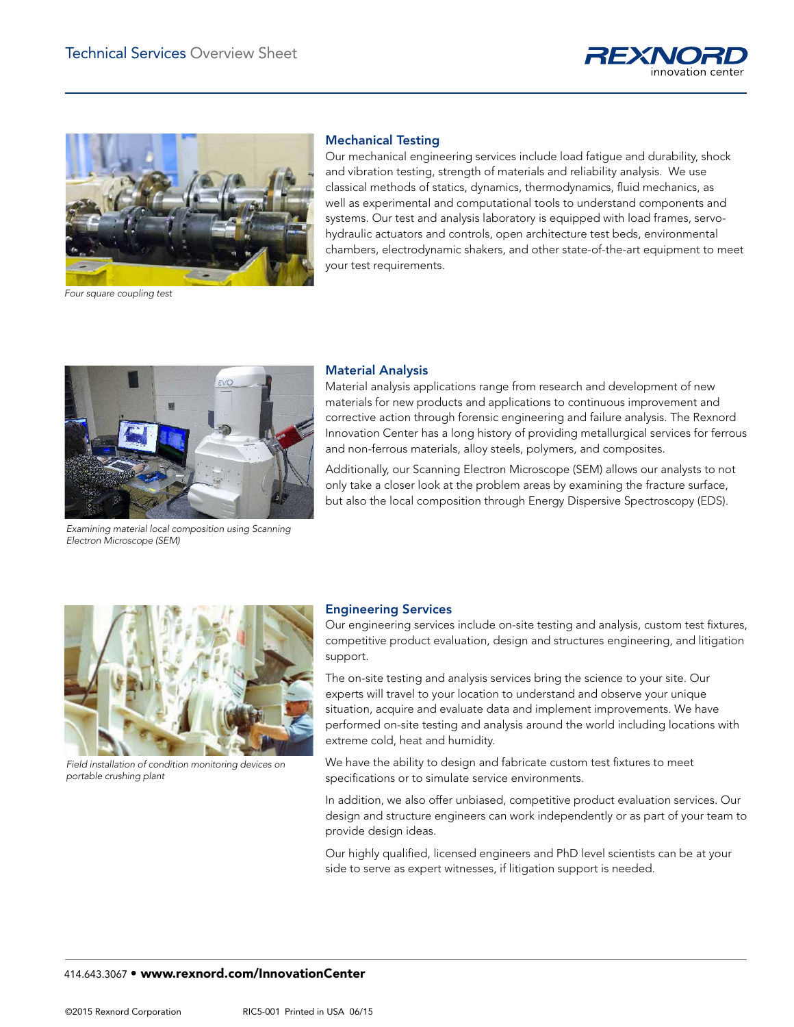# Technical Services Overview Sheet

Four square coupling test

## Mechanical Testing

Our mechanical engineering services include load fatigue and durability, shock and vibration testing, strength of materials and reliability analysis. We use classical methods of statics, dynamics, thermodynamics, fluid mechanics, as well as experimental and computational tools to understand components and systems. Our test and analysis laboratory is equipped with load frames, servo-hydraulic actuators and controls, open architecture test beds, environmental chambers, electrodynamic shakers, and other state-of-the-art equipment to meet your test requirements.

Examining material local composition using Scanning Electron Microscope (SEM)

## Material Analysis

Material analysis applications range from research and development of new materials for new products and applications to continuous improvement and corrective action through forensic engineering and failure analysis. The Rexnord Innovation Center has a long history of providing metallurgical services for ferrous and non-ferrous materials, alloy steels, polymers, and composites.

Additionally, our Scanning Electron Microscope (SEM) allows our analysts to not only take a closer look at the problem areas by examining the fracture surface, but also the local composition through Energy Dispersive Spectroscopy (EDS).

Field installation of condition monitoring devices on portable crushing plant

## Engineering Services

Our engineering services include on-site testing and analysis, custom test fixtures, competitive product evaluation, design and structures engineering, and litigation support.

The on-site testing and analysis services bring the science to your site. Our experts will travel to your location to understand and observe your unique situation, acquire and evaluate data and implement improvements. We have performed on-site testing and analysis around the world including locations with extreme cold, heat and humidity.

We have the ability to design and fabricate custom test fixtures to meet specifications or to simulate service environments.

In addition, we also offer unbiased, competitive product evaluation services. Our design and structure engineers can work independently or as part of your team to provide design ideas.

Our highly qualified, licensed engineers and PhD level scientists can be at your side to serve as expert witnesses, if litigation support is needed.

414.643.3067 • **www.rexnord.com/InnovationCenter**

©2015 Rexnord Corporation RIC5-001 Printed in USA 06/15